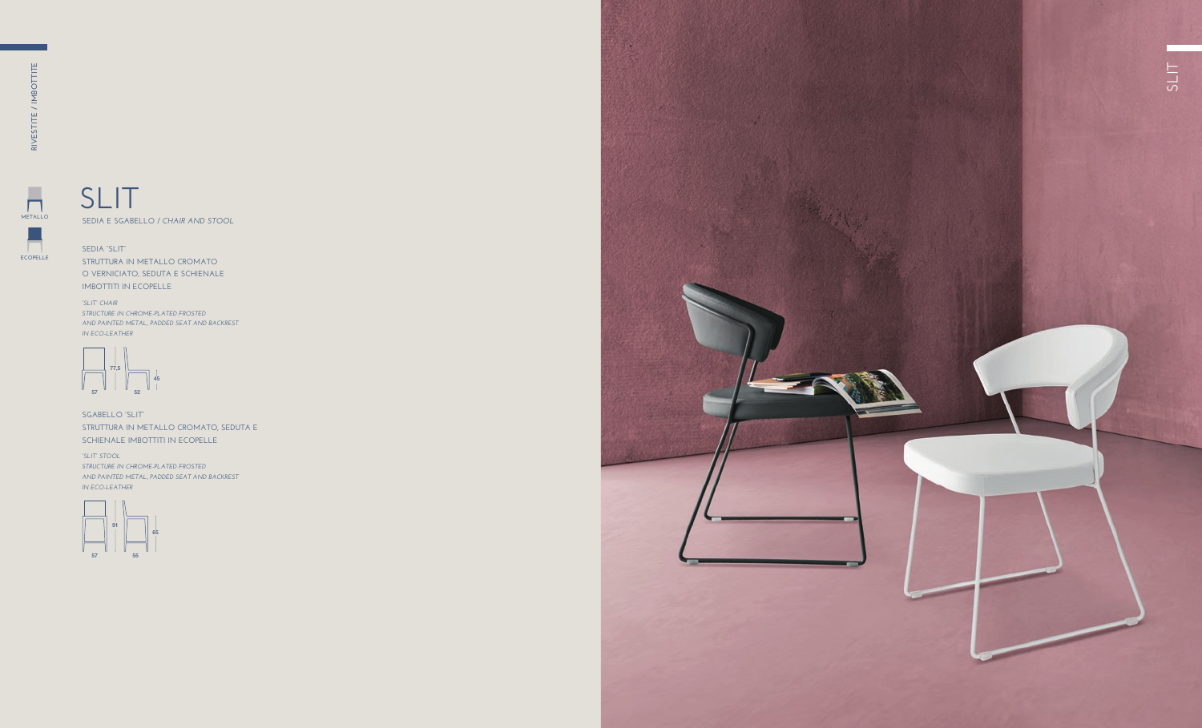RIVESTITE / IMBOTTITE

METALLO

ECOPELLE

# SLIT

SEDIA E SGABELLO / *CHAIR AND STOOL*

SEDIA 'SLIT'
STRUTTURA IN METALLO CROMATO
O VERNICIATO, SEDUTA E SCHIENALE
IMBOTTITI IN ECOPELLE

*'SLIT' CHAIR*
*STRUCTURE IN CHROME-PLATED FROSTED*
*AND PAINTED METAL, PADDED SEAT AND BACKREST*
*IN ECO-LEATHER*

77,5 · 45 · 57 · 52

SGABELLO 'SLIT'
STRUTTURA IN METALLO CROMATO, SEDUTA E
SCHIENALE IMBOTTITI IN ECOPELLE

*'SLIT' STOOL*
*STRUCTURE IN CHROME-PLATED FROSTED*
*AND PAINTED METAL, PADDED SEAT AND BACKREST*
*IN ECO-LEATHER*

91 · 65 · 57 · 55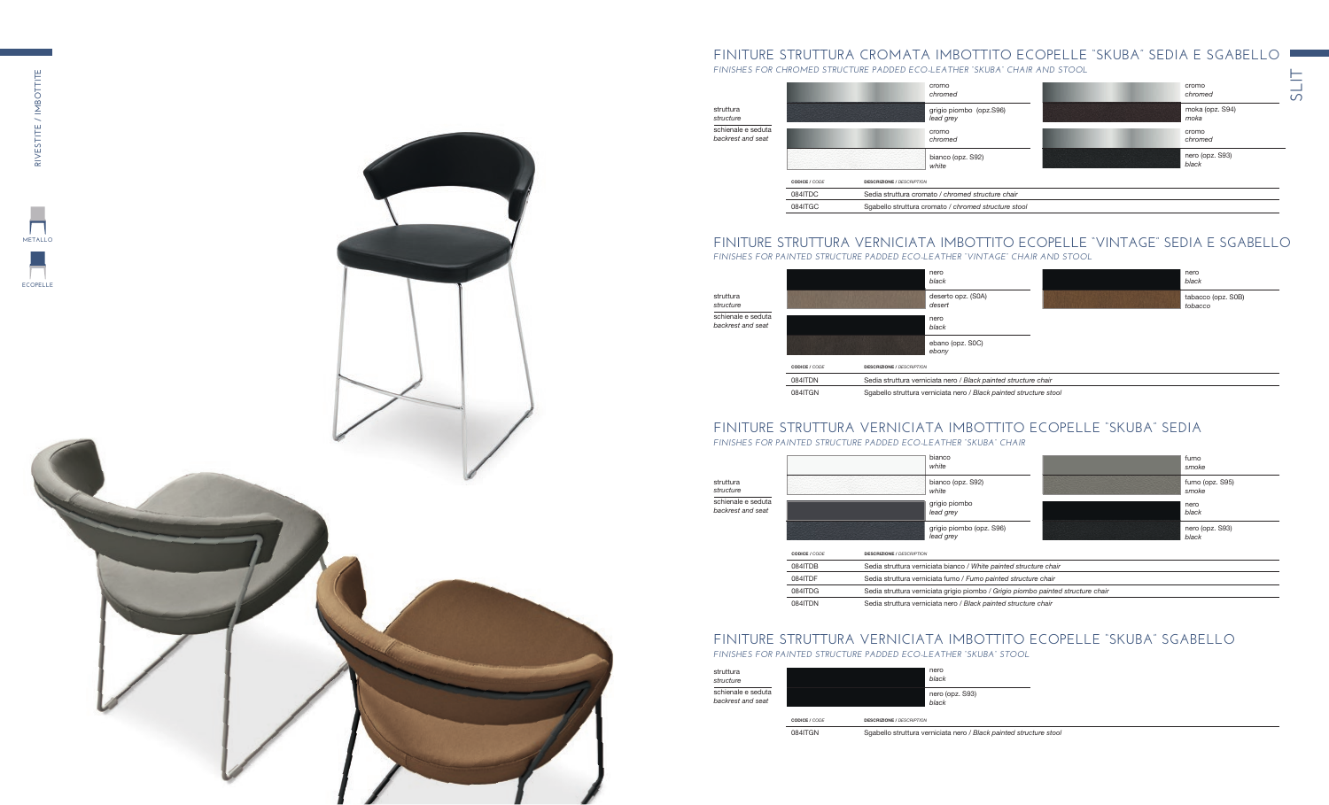# FINITURE STRUTTURA CROMATA IMBOTTITO ECOPELLE "SKUBA" SEDIA E SGABELLO

*FINISHES FOR CHROMED STRUCTURE PADDED ECO-LEATHER "SKUBA" CHAIR AND STOOL*

| | | |
|---|---|---|
| struttura *structure* | cromo *chromed* | cromo *chromed* |
| schienale e seduta *backrest and seat* | grigio piombo (opz.S96) *lead grey* | moka (opz. S94) *moka* |
| struttura *structure* | cromo *chromed* | cromo *chromed* |
| schienale e seduta *backrest and seat* | bianco (opz. S92) *white* | nero (opz. S93) *black* |

| CODICE / *CODE* | DESCRIZIONE / *DESCRIPTION* |
|---|---|
| 084ITDC | Sedia struttura cromato / *chromed structure chair* |
| 084ITGC | Sgabello struttura cromato / *chromed structure stool* |

# FINITURE STRUTTURA VERNICIATA IMBOTTITO ECOPELLE "VINTAGE" SEDIA E SGABELLO

*FINISHES FOR PAINTED STRUCTURE PADDED ECO-LEATHER "VINTAGE" CHAIR AND STOOL*

| | | |
|---|---|---|
| struttura *structure* | nero *black* | nero *black* |
| schienale e seduta *backrest and seat* | deserto opz. (S0A) *desert* | tabacco (opz. S0B) *tobacco* |
| struttura *structure* | nero *black* | |
| schienale e seduta *backrest and seat* | ebano (opz. S0C) *ebony* | |

| CODICE / *CODE* | DESCRIZIONE / *DESCRIPTION* |
|---|---|
| 084ITDN | Sedia struttura verniciata nero / *Black painted structure chair* |
| 084ITGN | Sgabello struttura verniciata nero / *Black painted structure stool* |

# FINITURE STRUTTURA VERNICIATA IMBOTTITO ECOPELLE "SKUBA" SEDIA

*FINISHES FOR PAINTED STRUCTURE PADDED ECO-LEATHER "SKUBA" CHAIR*

| | | |
|---|---|---|
| struttura *structure* | bianco *white* | fumo *smoke* |
| schienale e seduta *backrest and seat* | bianco (opz. S92) *white* | fumo (opz. S95) *smoke* |
| struttura *structure* | grigio piombo *lead grey* | nero *black* |
| schienale e seduta *backrest and seat* | grigio piombo (opz. S96) *lead grey* | nero (opz. S93) *black* |

| CODICE / *CODE* | DESCRIZIONE / *DESCRIPTION* |
|---|---|
| 084ITDB | Sedia struttura verniciata bianco / *White painted structure chair* |
| 084ITDF | Sedia struttura verniciata fumo / *Fumo painted structure chair* |
| 084ITDG | Sedia struttura verniciata grigio piombo / *Grigio piombo painted structure chair* |
| 084ITDN | Sedia struttura verniciata nero / *Black painted structure chair* |

# FINITURE STRUTTURA VERNICIATA IMBOTTITO ECOPELLE "SKUBA" SGABELLO

*FINISHES FOR PAINTED STRUCTURE PADDED ECO-LEATHER "SKUBA" STOOL*

| | |
|---|---|
| struttura *structure* | nero *black* |
| schienale e seduta *backrest and seat* | nero (opz. S93) *black* |

| CODICE / *CODE* | DESCRIZIONE / *DESCRIPTION* |
|---|---|
| 084ITGN | Sgabello struttura verniciata nero / *Black painted structure stool* |